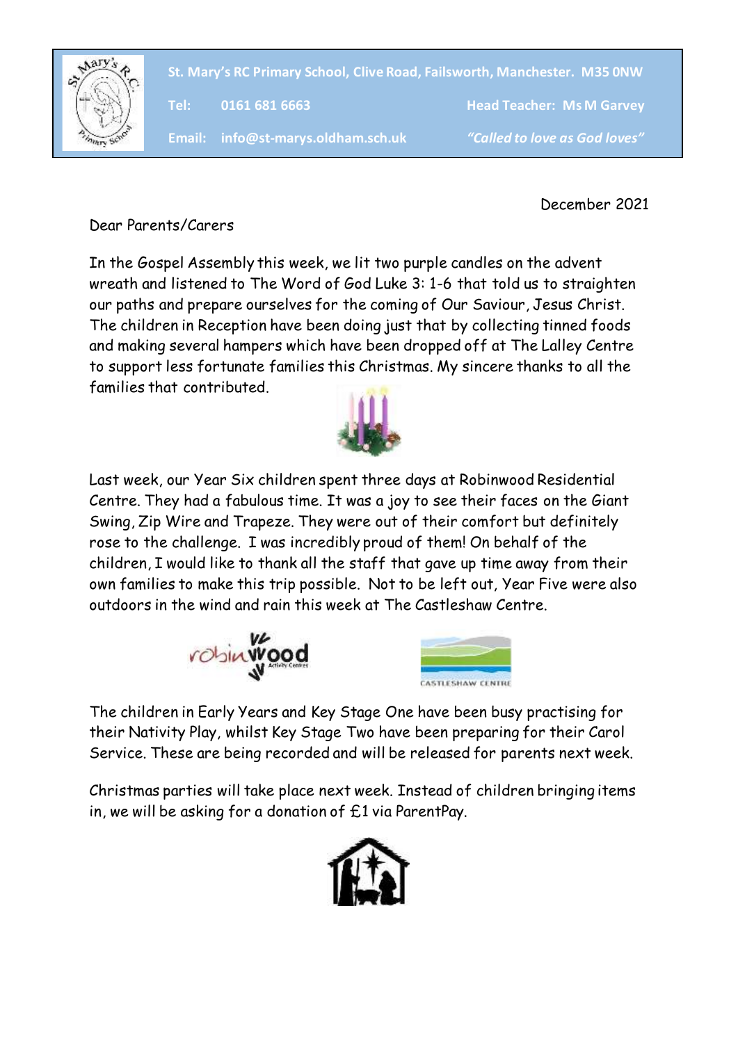St. Mary's RC Primary School, Clive Road, Failsworth, Manchester. M35 0NW

Tel: 0161 681 6663 | Head Teacher: Ms M Garvey

Email: info@st-marys.oldham.sch.uk | *"Called to love as God loves"*

December 2021

Dear Parents/Carers

In the Gospel Assembly this week, we lit two purple candles on the advent wreath and listened to The Word of God Luke 3: 1-6 that told us to straighten our paths and prepare ourselves for the coming of Our Saviour, Jesus Christ. The children in Reception have been doing just that by collecting tinned foods and making several hampers which have been dropped off at The Lalley Centre to support less fortunate families this Christmas. My sincere thanks to all the families that contributed.

Last week, our Year Six children spent three days at Robinwood Residential Centre. They had a fabulous time. It was a joy to see their faces on the Giant Swing, Zip Wire and Trapeze. They were out of their comfort but definitely rose to the challenge. I was incredibly proud of them! On behalf of the children, I would like to thank all the staff that gave up time away from their own families to make this trip possible. Not to be left out, Year Five were also outdoors in the wind and rain this week at The Castleshaw Centre.

The children in Early Years and Key Stage One have been busy practising for their Nativity Play, whilst Key Stage Two have been preparing for their Carol Service. These are being recorded and will be released for parents next week.

Christmas parties will take place next week. Instead of children bringing items in, we will be asking for a donation of £1 via ParentPay.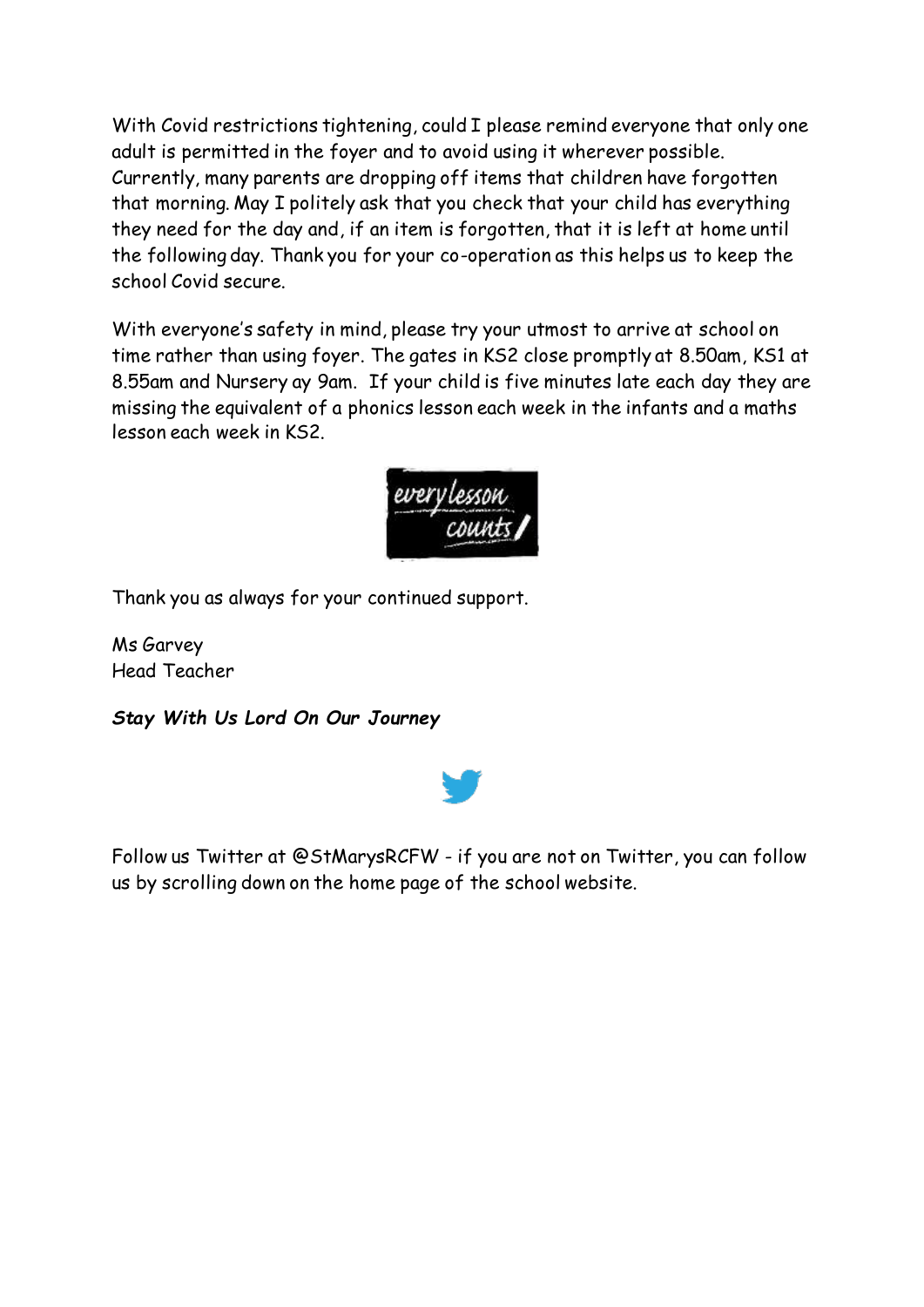With Covid restrictions tightening, could I please remind everyone that only one adult is permitted in the foyer and to avoid using it wherever possible. Currently, many parents are dropping off items that children have forgotten that morning. May I politely ask that you check that your child has everything they need for the day and, if an item is forgotten, that it is left at home until the following day. Thank you for your co-operation as this helps us to keep the school Covid secure.

With everyone's safety in mind, please try your utmost to arrive at school on time rather than using foyer. The gates in KS2 close promptly at 8.50am, KS1 at 8.55am and Nursery ay 9am. If your child is five minutes late each day they are missing the equivalent of a phonics lesson each week in the infants and a maths lesson each week in KS2.

Thank you as always for your continued support.

Ms Garvey
Head Teacher

***Stay With Us Lord On Our Journey***

Follow us Twitter at @StMarysRCFW - if you are not on Twitter, you can follow us by scrolling down on the home page of the school website.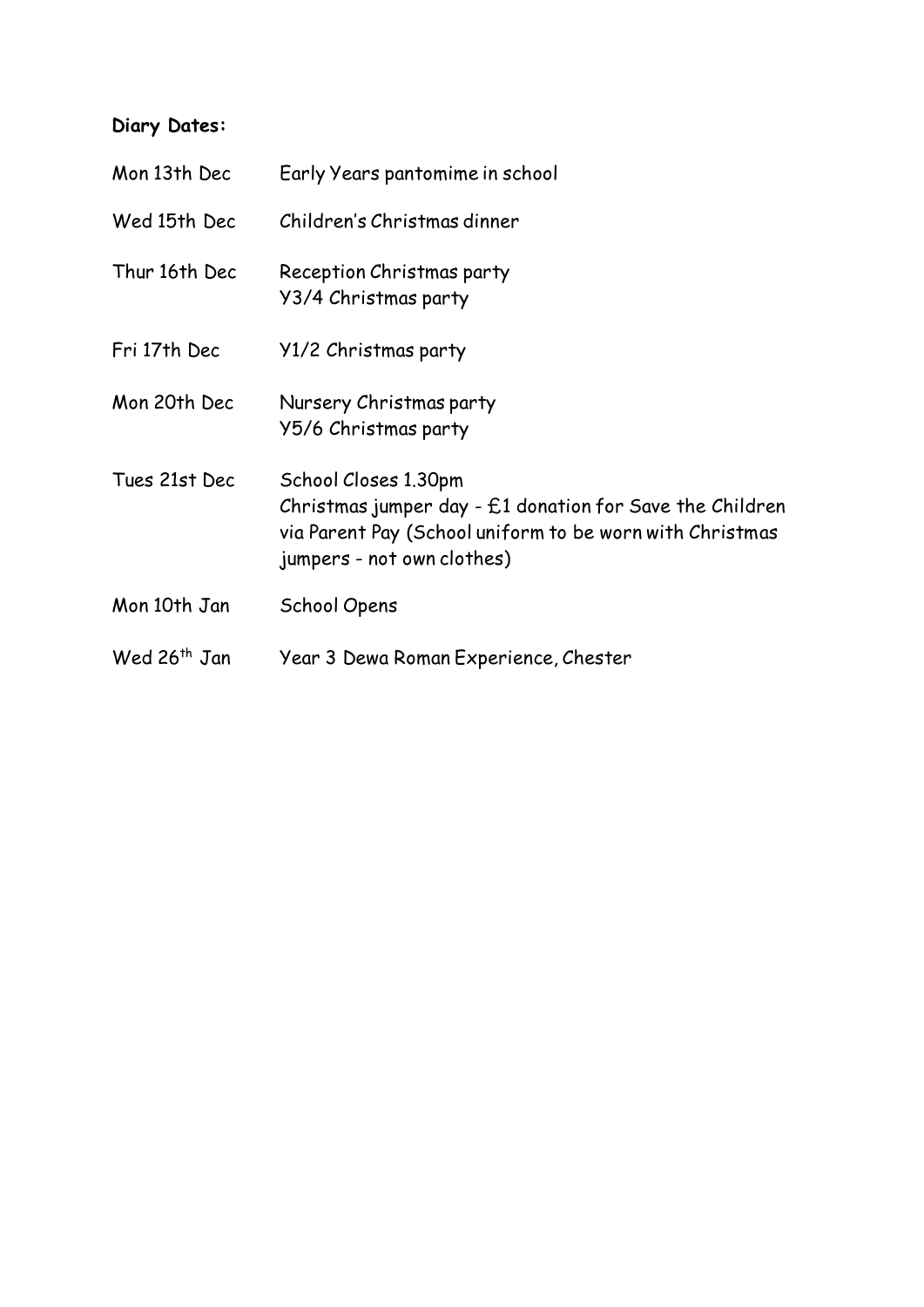**Diary Dates:**

| | |
|---|---|
| Mon 13th Dec | Early Years pantomime in school |
| Wed 15th Dec | Children's Christmas dinner |
| Thur 16th Dec | Reception Christmas party<br>Y3/4 Christmas party |
| Fri 17th Dec | Y1/2 Christmas party |
| Mon 20th Dec | Nursery Christmas party<br>Y5/6 Christmas party |
| Tues 21st Dec | School Closes 1.30pm<br>Christmas jumper day - £1 donation for Save the Children via Parent Pay (School uniform to be worn with Christmas jumpers - not own clothes) |
| Mon 10th Jan | School Opens |
| Wed 26th Jan | Year 3 Dewa Roman Experience, Chester |